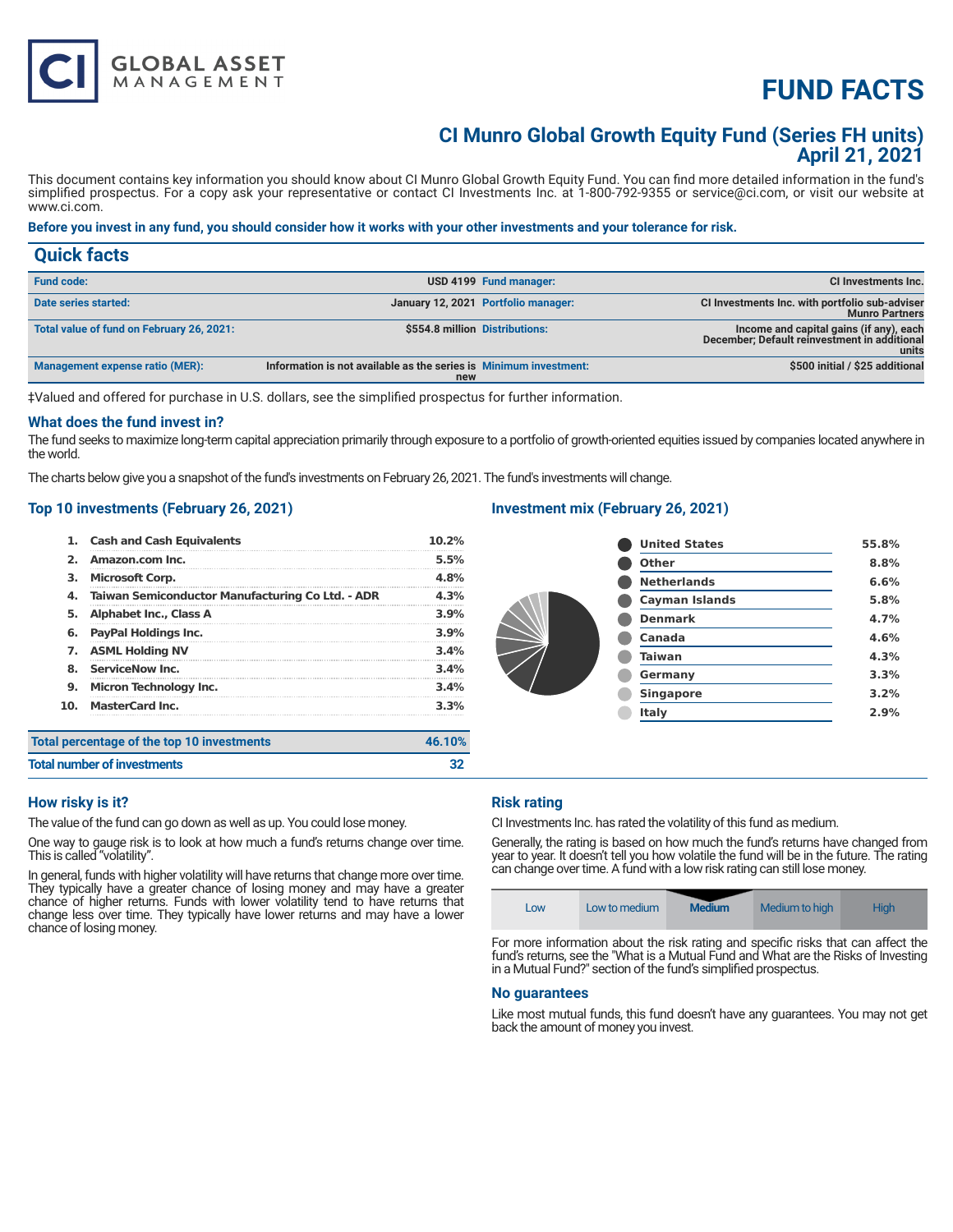# FUND FACTS

## CI Munro Global Growth Equity Fund (Series FH units)
## April 21, 2021

This document contains key information you should know about CI Munro Global Growth Equity Fund. You can find more detailed information in the fund's simplified prospectus. For a copy ask your representative or contact CI Investments Inc. at 1-800-792-9355 or service@ci.com, or visit our website at www.ci.com.

**Before you invest in any fund, you should consider how it works with your other investments and your tolerance for risk.**

## Quick facts

| | | | |
|---|---|---|---|
| **Fund code:** | USD 4199 | **Fund manager:** | CI Investments Inc. |
| **Date series started:** | January 12, 2021 | **Portfolio manager:** | CI Investments Inc. with portfolio sub-adviser Munro Partners |
| **Total value of fund on February 26, 2021:** | $554.8 million | **Distributions:** | Income and capital gains (if any), each December; Default reinvestment in additional units |
| **Management expense ratio (MER):** | Information is not available as the series is new | **Minimum investment:** | $500 initial / $25 additional |

‡Valued and offered for purchase in U.S. dollars, see the simplified prospectus for further information.

### What does the fund invest in?

The fund seeks to maximize long-term capital appreciation primarily through exposure to a portfolio of growth-oriented equities issued by companies located anywhere in the world.

The charts below give you a snapshot of the fund's investments on February 26, 2021. The fund's investments will change.

### Top 10 investments (February 26, 2021)

| | | |
|---|---|---|
| 1. | Cash and Cash Equivalents | 10.2% |
| 2. | Amazon.com Inc. | 5.5% |
| 3. | Microsoft Corp. | 4.8% |
| 4. | Taiwan Semiconductor Manufacturing Co Ltd. - ADR | 4.3% |
| 5. | Alphabet Inc., Class A | 3.9% |
| 6. | PayPal Holdings Inc. | 3.9% |
| 7. | ASML Holding NV | 3.4% |
| 8. | ServiceNow Inc. | 3.4% |
| 9. | Micron Technology Inc. | 3.4% |
| 10. | MasterCard Inc. | 3.3% |

| | |
|---|---|
| **Total percentage of the top 10 investments** | **46.10%** |
| **Total number of investments** | **32** |

### Investment mix (February 26, 2021)

| | |
|---|---|
| United States | 55.8% |
| Other | 8.8% |
| Netherlands | 6.6% |
| Cayman Islands | 5.8% |
| Denmark | 4.7% |
| Canada | 4.6% |
| Taiwan | 4.3% |
| Germany | 3.3% |
| Singapore | 3.2% |
| Italy | 2.9% |

### How risky is it?

The value of the fund can go down as well as up. You could lose money.

One way to gauge risk is to look at how much a fund's returns change over time. This is called "volatility".

In general, funds with higher volatility will have returns that change more over time. They typically have a greater chance of losing money and may have a greater chance of higher returns. Funds with lower volatility tend to have returns that change less over time. They typically have lower returns and may have a lower chance of losing money.

### Risk rating

CI Investments Inc. has rated the volatility of this fund as medium.

Generally, the rating is based on how much the fund's returns have changed from year to year. It doesn't tell you how volatile the fund will be in the future. The rating can change over time. A fund with a low risk rating can still lose money.

| Low | Low to medium | **Medium** | Medium to high | High |
|---|---|---|---|---|

For more information about the risk rating and specific risks that can affect the fund's returns, see the "What is a Mutual Fund and What are the Risks of Investing in a Mutual Fund?" section of the fund's simplified prospectus.

### No guarantees

Like most mutual funds, this fund doesn't have any guarantees. You may not get back the amount of money you invest.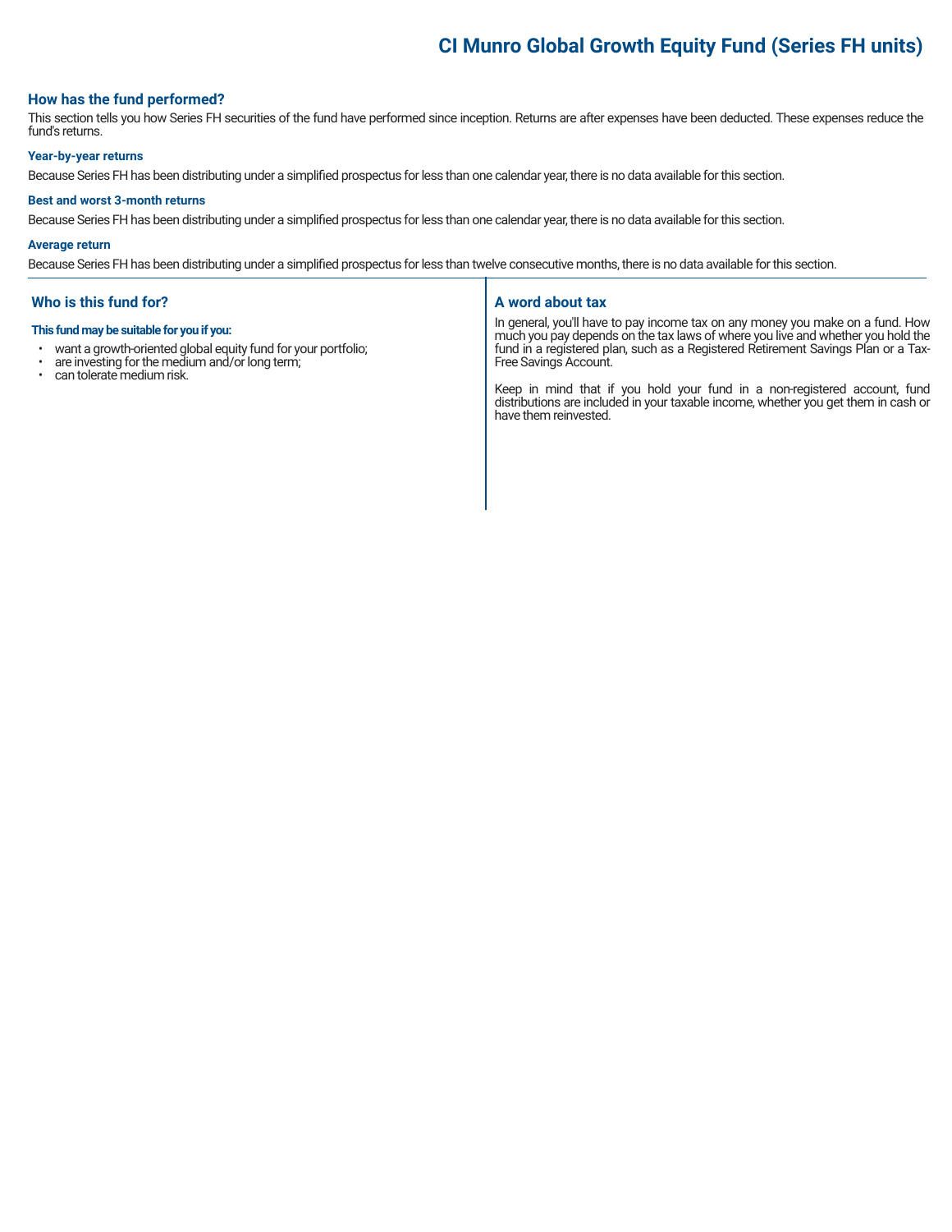# CI Munro Global Growth Equity Fund (Series FH units)

## How has the fund performed?

This section tells you how Series FH securities of the fund have performed since inception. Returns are after expenses have been deducted. These expenses reduce the fund's returns.

### Year-by-year returns

Because Series FH has been distributing under a simplified prospectus for less than one calendar year, there is no data available for this section.

### Best and worst 3-month returns

Because Series FH has been distributing under a simplified prospectus for less than one calendar year, there is no data available for this section.

### Average return

Because Series FH has been distributing under a simplified prospectus for less than twelve consecutive months, there is no data available for this section.

## Who is this fund for?

**This fund may be suitable for you if you:**

- want a growth-oriented global equity fund for your portfolio;
- are investing for the medium and/or long term;
- can tolerate medium risk.

## A word about tax

In general, you'll have to pay income tax on any money you make on a fund. How much you pay depends on the tax laws of where you live and whether you hold the fund in a registered plan, such as a Registered Retirement Savings Plan or a Tax-Free Savings Account.

Keep in mind that if you hold your fund in a non-registered account, fund distributions are included in your taxable income, whether you get them in cash or have them reinvested.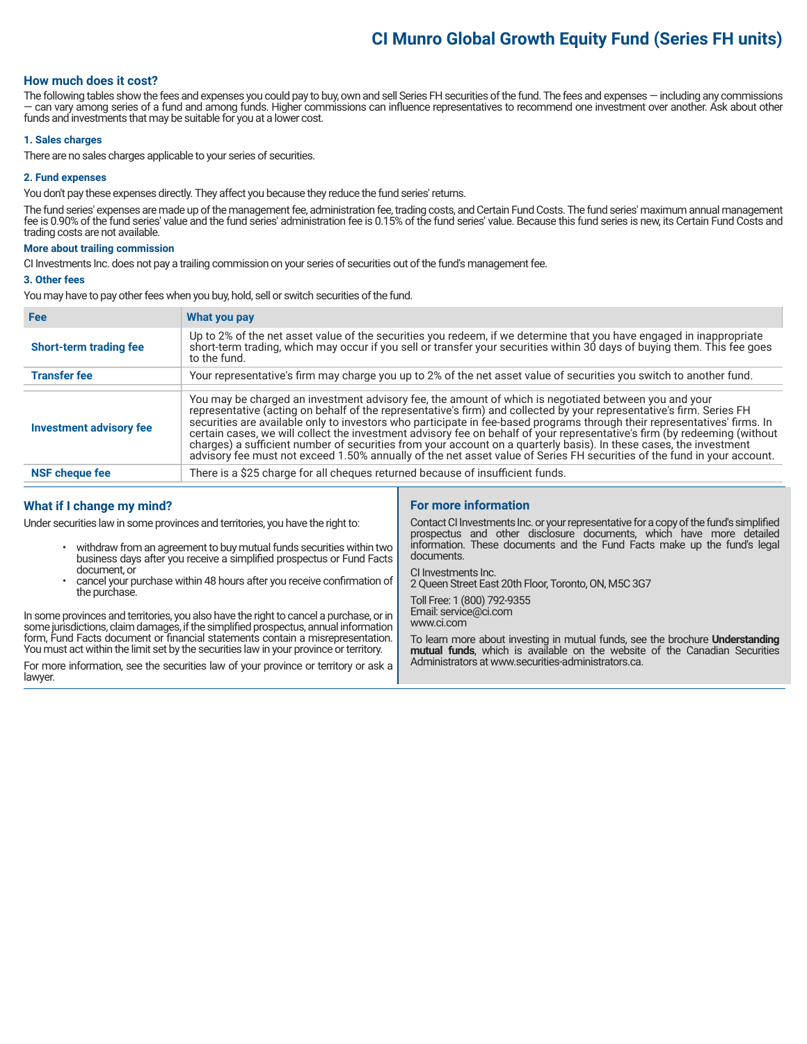# CI Munro Global Growth Equity Fund (Series FH units)

## How much does it cost?

The following tables show the fees and expenses you could pay to buy, own and sell Series FH securities of the fund. The fees and expenses — including any commissions — can vary among series of a fund and among funds. Higher commissions can influence representatives to recommend one investment over another. Ask about other funds and investments that may be suitable for you at a lower cost.

### 1. Sales charges

There are no sales charges applicable to your series of securities.

### 2. Fund expenses

You don't pay these expenses directly. They affect you because they reduce the fund series' returns.

The fund series' expenses are made up of the management fee, administration fee, trading costs, and Certain Fund Costs. The fund series' maximum annual management fee is 0.90% of the fund series' value and the fund series' administration fee is 0.15% of the fund series' value. Because this fund series is new, its Certain Fund Costs and trading costs are not available.

### More about trailing commission

CI Investments Inc. does not pay a trailing commission on your series of securities out of the fund's management fee.

### 3. Other fees

You may have to pay other fees when you buy, hold, sell or switch securities of the fund.

| Fee | What you pay |
|---|---|
| **Short-term trading fee** | Up to 2% of the net asset value of the securities you redeem, if we determine that you have engaged in inappropriate short-term trading, which may occur if you sell or transfer your securities within 30 days of buying them. This fee goes to the fund. |
| **Transfer fee** | Your representative's firm may charge you up to 2% of the net asset value of securities you switch to another fund. |
| **Investment advisory fee** | You may be charged an investment advisory fee, the amount of which is negotiated between you and your representative (acting on behalf of the representative's firm) and collected by your representative's firm. Series FH securities are available only to investors who participate in fee-based programs through their representatives' firms. In certain cases, we will collect the investment advisory fee on behalf of your representative's firm (by redeeming (without charges) a sufficient number of securities from your account on a quarterly basis). In these cases, the investment advisory fee must not exceed 1.50% annually of the net asset value of Series FH securities of the fund in your account. |
| **NSF cheque fee** | There is a $25 charge for all cheques returned because of insufficient funds. |

## What if I change my mind?

Under securities law in some provinces and territories, you have the right to:

- withdraw from an agreement to buy mutual funds securities within two business days after you receive a simplified prospectus or Fund Facts document, or
- cancel your purchase within 48 hours after you receive confirmation of the purchase.

In some provinces and territories, you also have the right to cancel a purchase, or in some jurisdictions, claim damages, if the simplified prospectus, annual information form, Fund Facts document or financial statements contain a misrepresentation. You must act within the limit set by the securities law in your province or territory.

For more information, see the securities law of your province or territory or ask a lawyer.

## For more information

Contact CI Investments Inc. or your representative for a copy of the fund's simplified prospectus and other disclosure documents, which have more detailed information. These documents and the Fund Facts make up the fund's legal documents.

CI Investments Inc.
2 Queen Street East 20th Floor, Toronto, ON, M5C 3G7

Toll Free: 1 (800) 792-9355
Email: service@ci.com
www.ci.com

To learn more about investing in mutual funds, see the brochure **Understanding mutual funds**, which is available on the website of the Canadian Securities Administrators at www.securities-administrators.ca.